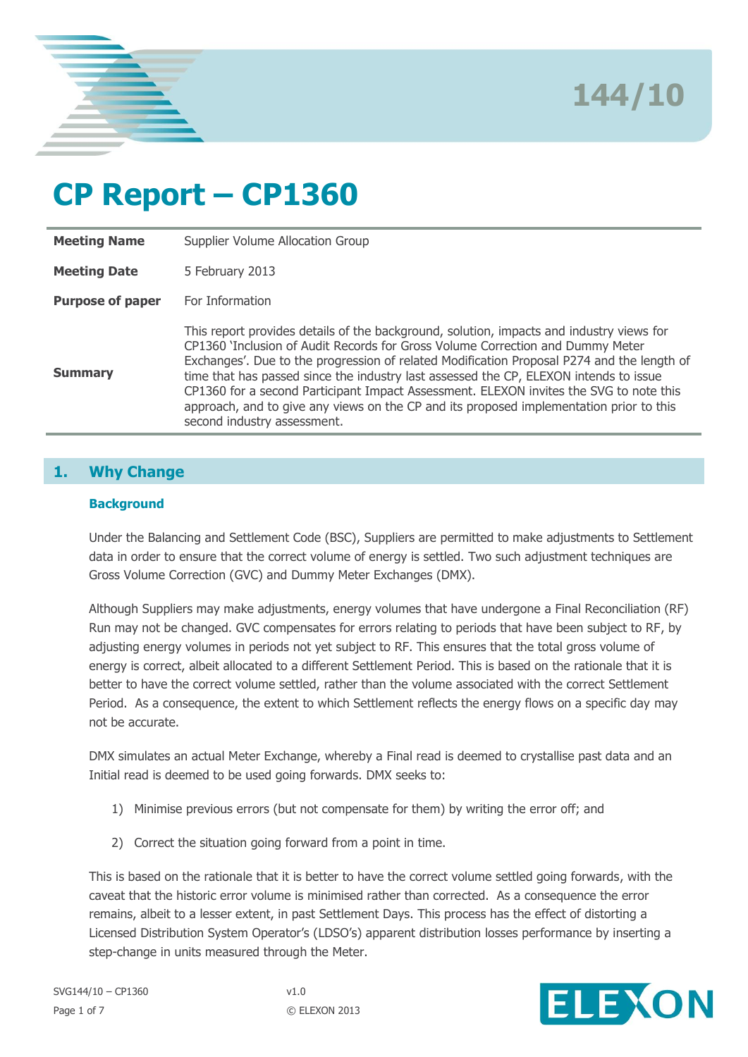144/10

# CP Report – CP1360

| | |
|---|---|
| **Meeting Name** | Supplier Volume Allocation Group |
| **Meeting Date** | 5 February 2013 |
| **Purpose of paper** | For Information |
| **Summary** | This report provides details of the background, solution, impacts and industry views for CP1360 'Inclusion of Audit Records for Gross Volume Correction and Dummy Meter Exchanges'. Due to the progression of related Modification Proposal P274 and the length of time that has passed since the industry last assessed the CP, ELEXON intends to issue CP1360 for a second Participant Impact Assessment. ELEXON invites the SVG to note this approach, and to give any views on the CP and its proposed implementation prior to this second industry assessment. |

## 1. Why Change

### Background

Under the Balancing and Settlement Code (BSC), Suppliers are permitted to make adjustments to Settlement data in order to ensure that the correct volume of energy is settled. Two such adjustment techniques are Gross Volume Correction (GVC) and Dummy Meter Exchanges (DMX).

Although Suppliers may make adjustments, energy volumes that have undergone a Final Reconciliation (RF) Run may not be changed. GVC compensates for errors relating to periods that have been subject to RF, by adjusting energy volumes in periods not yet subject to RF. This ensures that the total gross volume of energy is correct, albeit allocated to a different Settlement Period. This is based on the rationale that it is better to have the correct volume settled, rather than the volume associated with the correct Settlement Period. As a consequence, the extent to which Settlement reflects the energy flows on a specific day may not be accurate.

DMX simulates an actual Meter Exchange, whereby a Final read is deemed to crystallise past data and an Initial read is deemed to be used going forwards. DMX seeks to:

1) Minimise previous errors (but not compensate for them) by writing the error off; and

2) Correct the situation going forward from a point in time.

This is based on the rationale that it is better to have the correct volume settled going forwards, with the caveat that the historic error volume is minimised rather than corrected. As a consequence the error remains, albeit to a lesser extent, in past Settlement Days. This process has the effect of distorting a Licensed Distribution System Operator's (LDSO's) apparent distribution losses performance by inserting a step-change in units measured through the Meter.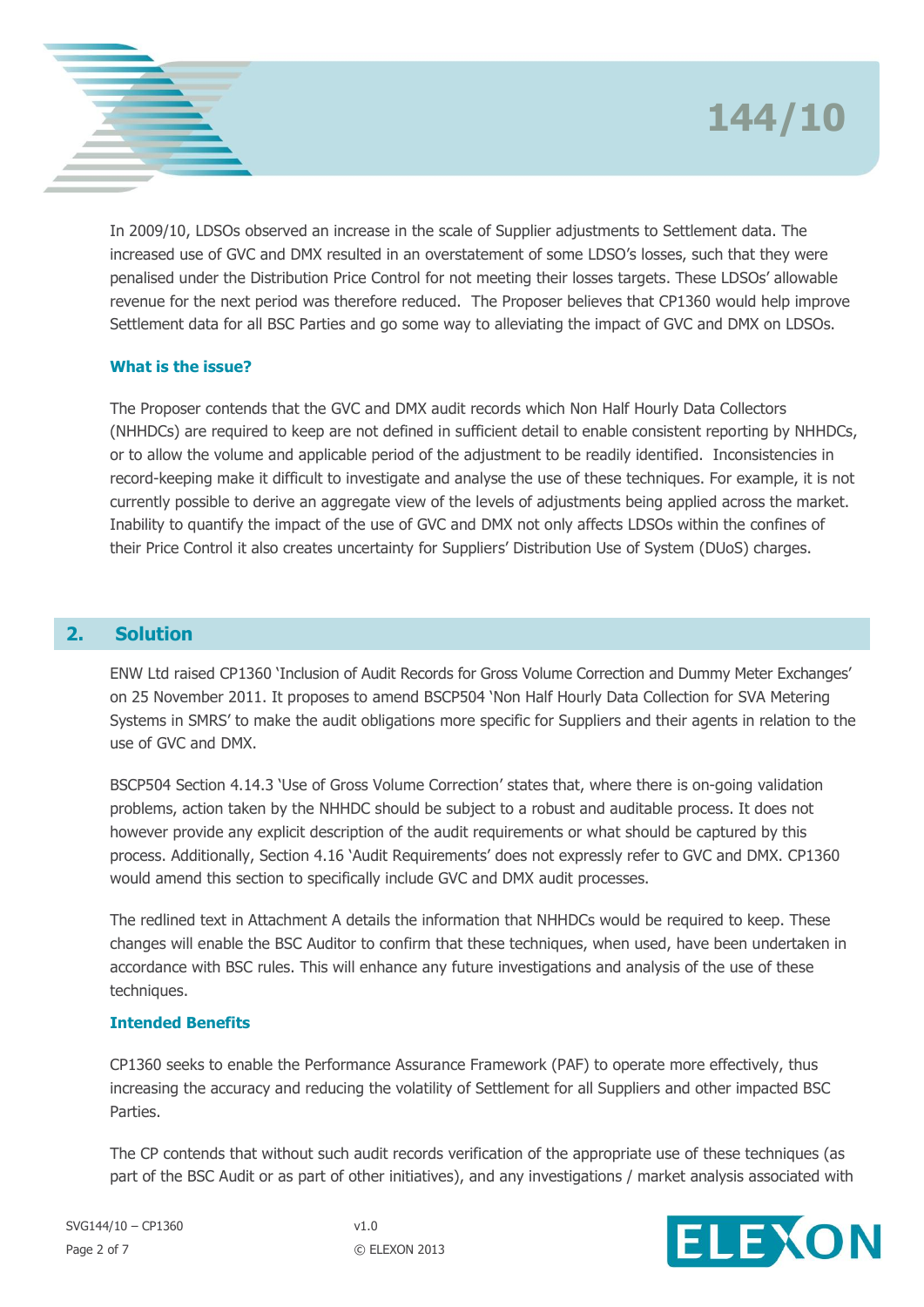In 2009/10, LDSOs observed an increase in the scale of Supplier adjustments to Settlement data. The increased use of GVC and DMX resulted in an overstatement of some LDSO's losses, such that they were penalised under the Distribution Price Control for not meeting their losses targets. These LDSOs' allowable revenue for the next period was therefore reduced. The Proposer believes that CP1360 would help improve Settlement data for all BSC Parties and go some way to alleviating the impact of GVC and DMX on LDSOs.

### What is the issue?

The Proposer contends that the GVC and DMX audit records which Non Half Hourly Data Collectors (NHHDCs) are required to keep are not defined in sufficient detail to enable consistent reporting by NHHDCs, or to allow the volume and applicable period of the adjustment to be readily identified. Inconsistencies in record-keeping make it difficult to investigate and analyse the use of these techniques. For example, it is not currently possible to derive an aggregate view of the levels of adjustments being applied across the market. Inability to quantify the impact of the use of GVC and DMX not only affects LDSOs within the confines of their Price Control it also creates uncertainty for Suppliers' Distribution Use of System (DUoS) charges.

## 2. Solution

ENW Ltd raised CP1360 'Inclusion of Audit Records for Gross Volume Correction and Dummy Meter Exchanges' on 25 November 2011. It proposes to amend BSCP504 'Non Half Hourly Data Collection for SVA Metering Systems in SMRS' to make the audit obligations more specific for Suppliers and their agents in relation to the use of GVC and DMX.

BSCP504 Section 4.14.3 'Use of Gross Volume Correction' states that, where there is on-going validation problems, action taken by the NHHDC should be subject to a robust and auditable process. It does not however provide any explicit description of the audit requirements or what should be captured by this process. Additionally, Section 4.16 'Audit Requirements' does not expressly refer to GVC and DMX. CP1360 would amend this section to specifically include GVC and DMX audit processes.

The redlined text in Attachment A details the information that NHHDCs would be required to keep. These changes will enable the BSC Auditor to confirm that these techniques, when used, have been undertaken in accordance with BSC rules. This will enhance any future investigations and analysis of the use of these techniques.

### Intended Benefits

CP1360 seeks to enable the Performance Assurance Framework (PAF) to operate more effectively, thus increasing the accuracy and reducing the volatility of Settlement for all Suppliers and other impacted BSC Parties.

The CP contends that without such audit records verification of the appropriate use of these techniques (as part of the BSC Audit or as part of other initiatives), and any investigations / market analysis associated with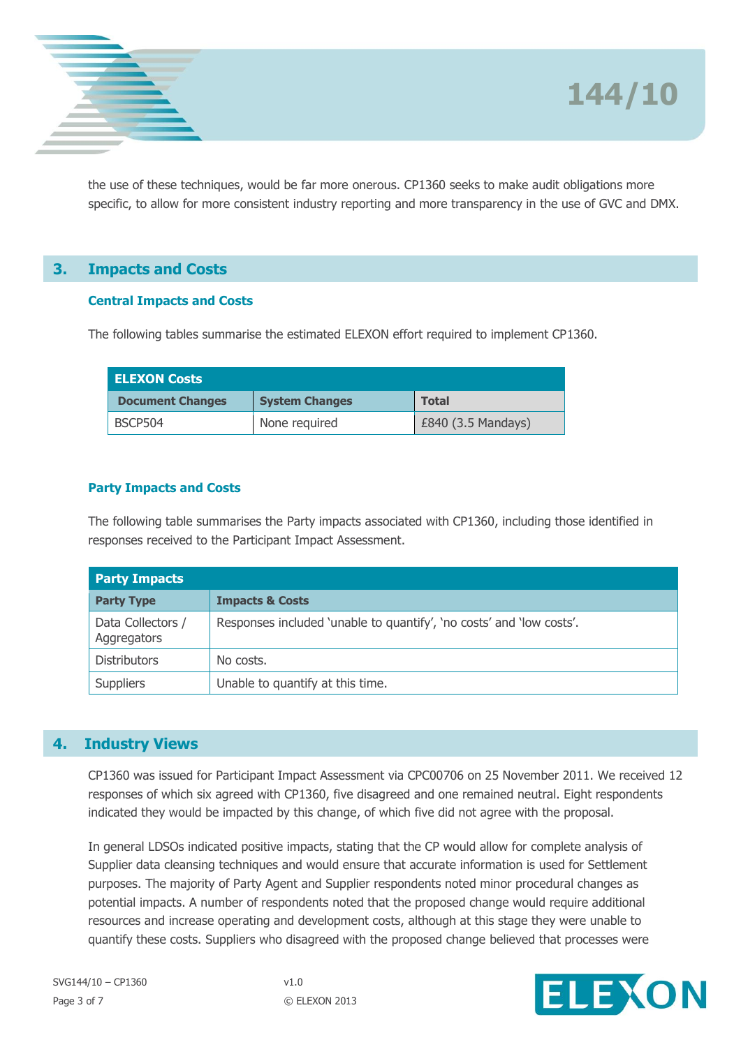the use of these techniques, would be far more onerous. CP1360 seeks to make audit obligations more specific, to allow for more consistent industry reporting and more transparency in the use of GVC and DMX.

## 3. Impacts and Costs

### Central Impacts and Costs

The following tables summarise the estimated ELEXON effort required to implement CP1360.

| ELEXON Costs | | |
|---|---|---|
| **Document Changes** | **System Changes** | **Total** |
| BSCP504 | None required | £840 (3.5 Mandays) |

### Party Impacts and Costs

The following table summarises the Party impacts associated with CP1360, including those identified in responses received to the Participant Impact Assessment.

| Party Impacts | |
|---|---|
| **Party Type** | **Impacts & Costs** |
| Data Collectors / Aggregators | Responses included 'unable to quantify', 'no costs' and 'low costs'. |
| Distributors | No costs. |
| Suppliers | Unable to quantify at this time. |

## 4. Industry Views

CP1360 was issued for Participant Impact Assessment via CPC00706 on 25 November 2011. We received 12 responses of which six agreed with CP1360, five disagreed and one remained neutral. Eight respondents indicated they would be impacted by this change, of which five did not agree with the proposal.

In general LDSOs indicated positive impacts, stating that the CP would allow for complete analysis of Supplier data cleansing techniques and would ensure that accurate information is used for Settlement purposes. The majority of Party Agent and Supplier respondents noted minor procedural changes as potential impacts. A number of respondents noted that the proposed change would require additional resources and increase operating and development costs, although at this stage they were unable to quantify these costs. Suppliers who disagreed with the proposed change believed that processes were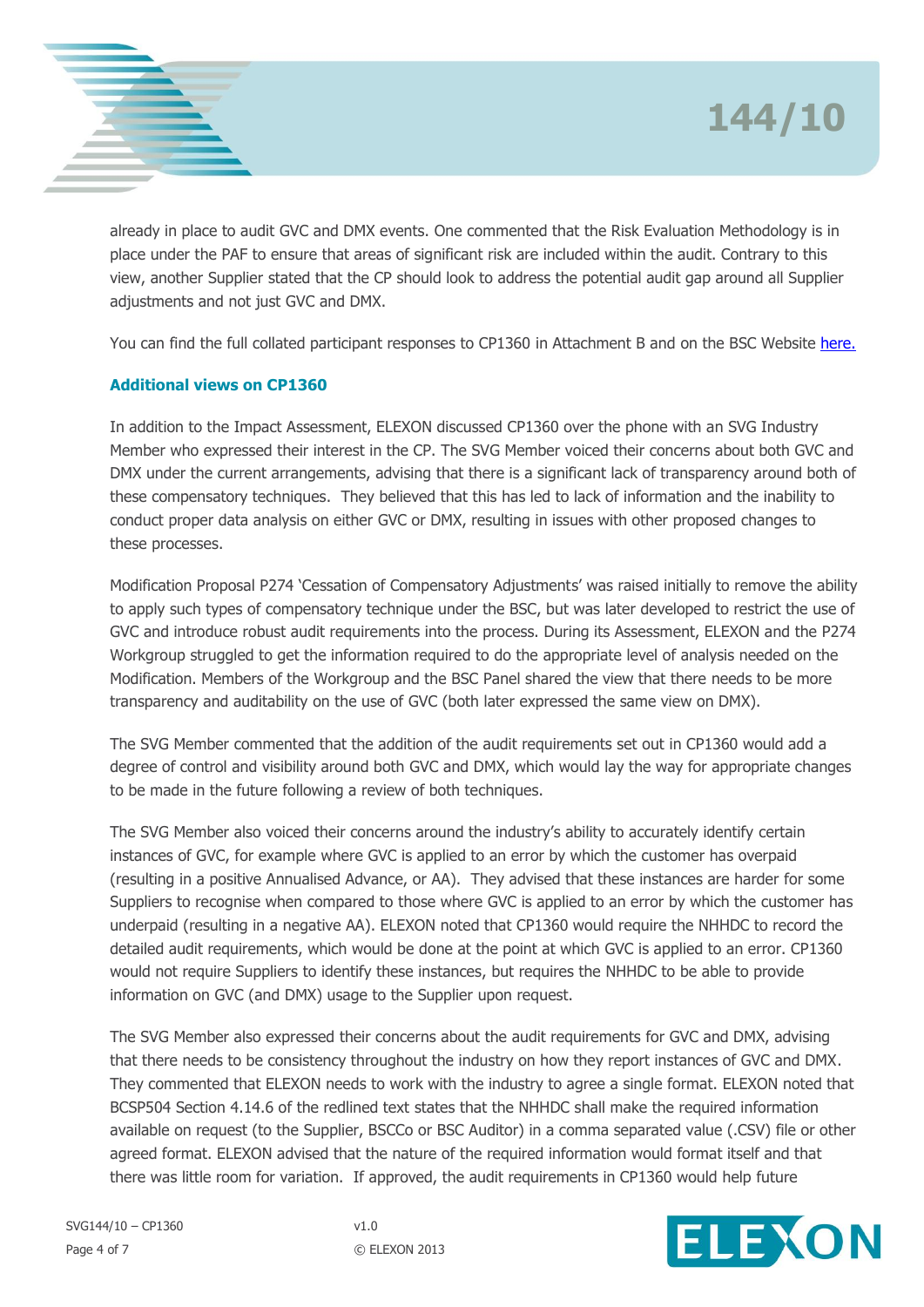already in place to audit GVC and DMX events. One commented that the Risk Evaluation Methodology is in place under the PAF to ensure that areas of significant risk are included within the audit. Contrary to this view, another Supplier stated that the CP should look to address the potential audit gap around all Supplier adjustments and not just GVC and DMX.

You can find the full collated participant responses to CP1360 in Attachment B and on the BSC Website here.

### Additional views on CP1360

In addition to the Impact Assessment, ELEXON discussed CP1360 over the phone with an SVG Industry Member who expressed their interest in the CP. The SVG Member voiced their concerns about both GVC and DMX under the current arrangements, advising that there is a significant lack of transparency around both of these compensatory techniques. They believed that this has led to lack of information and the inability to conduct proper data analysis on either GVC or DMX, resulting in issues with other proposed changes to these processes.

Modification Proposal P274 'Cessation of Compensatory Adjustments' was raised initially to remove the ability to apply such types of compensatory technique under the BSC, but was later developed to restrict the use of GVC and introduce robust audit requirements into the process. During its Assessment, ELEXON and the P274 Workgroup struggled to get the information required to do the appropriate level of analysis needed on the Modification. Members of the Workgroup and the BSC Panel shared the view that there needs to be more transparency and auditability on the use of GVC (both later expressed the same view on DMX).

The SVG Member commented that the addition of the audit requirements set out in CP1360 would add a degree of control and visibility around both GVC and DMX, which would lay the way for appropriate changes to be made in the future following a review of both techniques.

The SVG Member also voiced their concerns around the industry's ability to accurately identify certain instances of GVC, for example where GVC is applied to an error by which the customer has overpaid (resulting in a positive Annualised Advance, or AA). They advised that these instances are harder for some Suppliers to recognise when compared to those where GVC is applied to an error by which the customer has underpaid (resulting in a negative AA). ELEXON noted that CP1360 would require the NHHDC to record the detailed audit requirements, which would be done at the point at which GVC is applied to an error. CP1360 would not require Suppliers to identify these instances, but requires the NHHDC to be able to provide information on GVC (and DMX) usage to the Supplier upon request.

The SVG Member also expressed their concerns about the audit requirements for GVC and DMX, advising that there needs to be consistency throughout the industry on how they report instances of GVC and DMX. They commented that ELEXON needs to work with the industry to agree a single format. ELEXON noted that BCSP504 Section 4.14.6 of the redlined text states that the NHHDC shall make the required information available on request (to the Supplier, BSCCo or BSC Auditor) in a comma separated value (.CSV) file or other agreed format. ELEXON advised that the nature of the required information would format itself and that there was little room for variation. If approved, the audit requirements in CP1360 would help future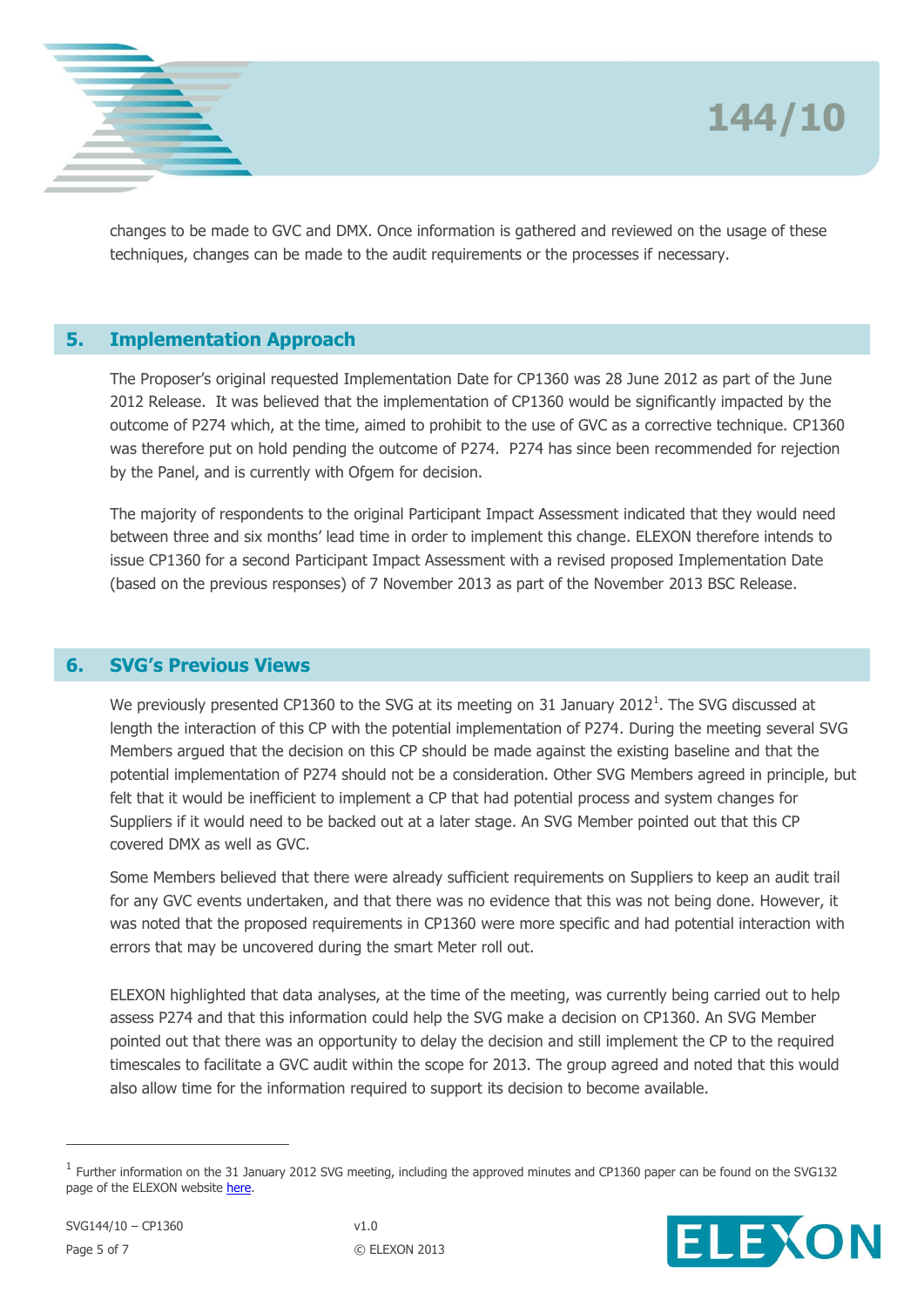changes to be made to GVC and DMX. Once information is gathered and reviewed on the usage of these techniques, changes can be made to the audit requirements or the processes if necessary.

## 5. Implementation Approach

The Proposer's original requested Implementation Date for CP1360 was 28 June 2012 as part of the June 2012 Release. It was believed that the implementation of CP1360 would be significantly impacted by the outcome of P274 which, at the time, aimed to prohibit to the use of GVC as a corrective technique. CP1360 was therefore put on hold pending the outcome of P274. P274 has since been recommended for rejection by the Panel, and is currently with Ofgem for decision.

The majority of respondents to the original Participant Impact Assessment indicated that they would need between three and six months' lead time in order to implement this change. ELEXON therefore intends to issue CP1360 for a second Participant Impact Assessment with a revised proposed Implementation Date (based on the previous responses) of 7 November 2013 as part of the November 2013 BSC Release.

## 6. SVG's Previous Views

We previously presented CP1360 to the SVG at its meeting on 31 January 2012[1]. The SVG discussed at length the interaction of this CP with the potential implementation of P274. During the meeting several SVG Members argued that the decision on this CP should be made against the existing baseline and that the potential implementation of P274 should not be a consideration. Other SVG Members agreed in principle, but felt that it would be inefficient to implement a CP that had potential process and system changes for Suppliers if it would need to be backed out at a later stage. An SVG Member pointed out that this CP covered DMX as well as GVC.

Some Members believed that there were already sufficient requirements on Suppliers to keep an audit trail for any GVC events undertaken, and that there was no evidence that this was not being done. However, it was noted that the proposed requirements in CP1360 were more specific and had potential interaction with errors that may be uncovered during the smart Meter roll out.

ELEXON highlighted that data analyses, at the time of the meeting, was currently being carried out to help assess P274 and that this information could help the SVG make a decision on CP1360. An SVG Member pointed out that there was an opportunity to delay the decision and still implement the CP to the required timescales to facilitate a GVC audit within the scope for 2013. The group agreed and noted that this would also allow time for the information required to support its decision to become available.

---

[1] Further information on the 31 January 2012 SVG meeting, including the approved minutes and CP1360 paper can be found on the SVG132 page of the ELEXON website here.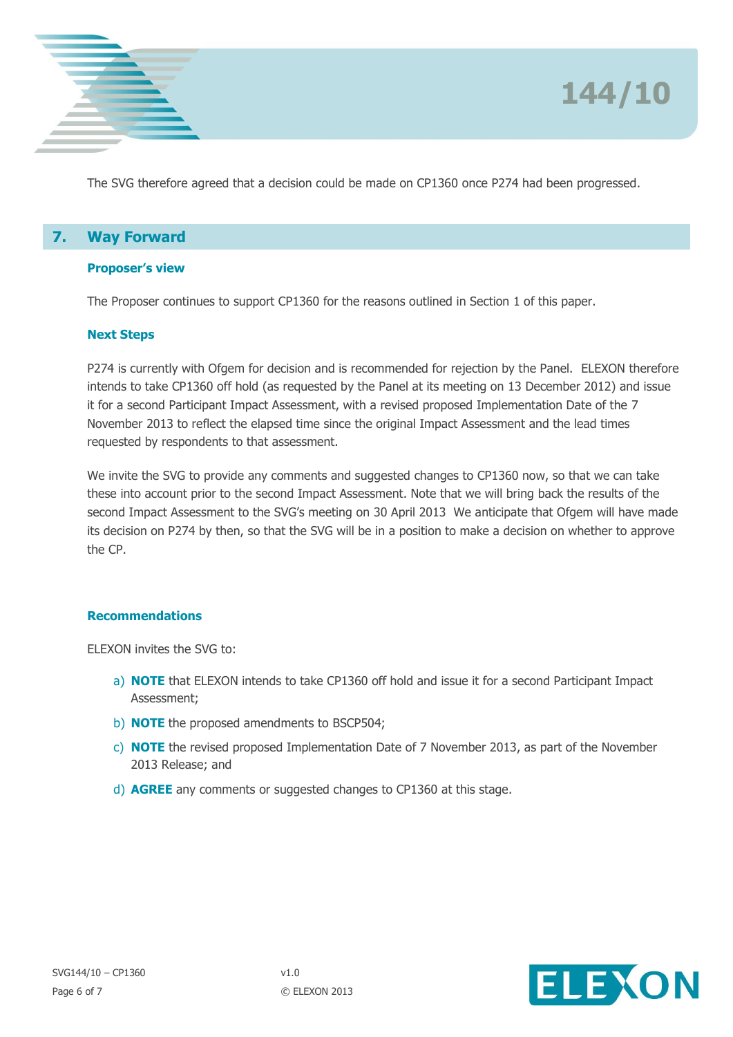The SVG therefore agreed that a decision could be made on CP1360 once P274 had been progressed.

## 7. Way Forward

### Proposer's view

The Proposer continues to support CP1360 for the reasons outlined in Section 1 of this paper.

### Next Steps

P274 is currently with Ofgem for decision and is recommended for rejection by the Panel. ELEXON therefore intends to take CP1360 off hold (as requested by the Panel at its meeting on 13 December 2012) and issue it for a second Participant Impact Assessment, with a revised proposed Implementation Date of the 7 November 2013 to reflect the elapsed time since the original Impact Assessment and the lead times requested by respondents to that assessment.

We invite the SVG to provide any comments and suggested changes to CP1360 now, so that we can take these into account prior to the second Impact Assessment. Note that we will bring back the results of the second Impact Assessment to the SVG's meeting on 30 April 2013 We anticipate that Ofgem will have made its decision on P274 by then, so that the SVG will be in a position to make a decision on whether to approve the CP.

### Recommendations

ELEXON invites the SVG to:

a) **NOTE** that ELEXON intends to take CP1360 off hold and issue it for a second Participant Impact Assessment;

b) **NOTE** the proposed amendments to BSCP504;

c) **NOTE** the revised proposed Implementation Date of 7 November 2013, as part of the November 2013 Release; and

d) **AGREE** any comments or suggested changes to CP1360 at this stage.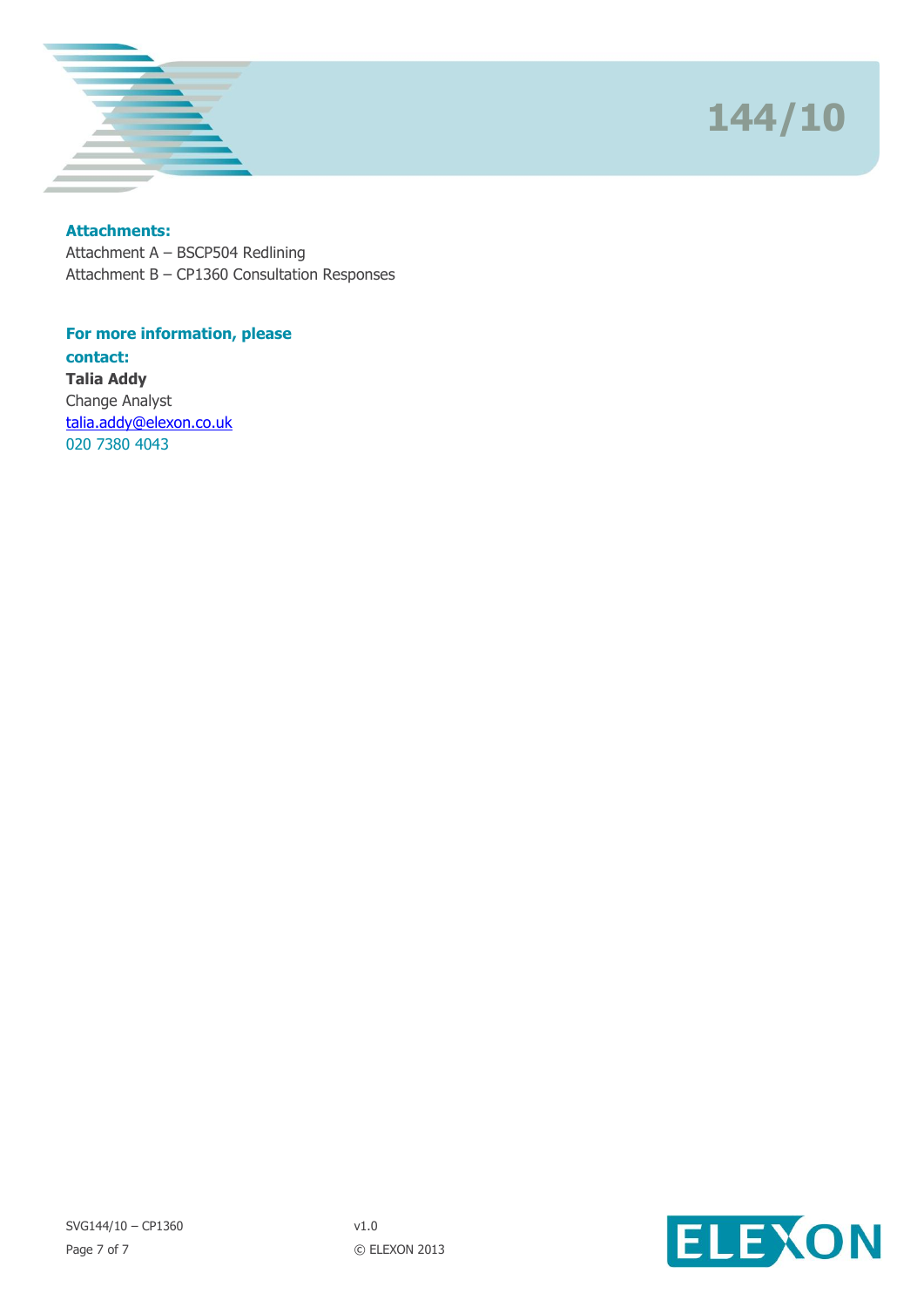**Attachments:**

Attachment A – BSCP504 Redlining

Attachment B – CP1360 Consultation Responses

**For more information, please contact:**

**Talia Addy**

Change Analyst

talia.addy@elexon.co.uk

020 7380 4043